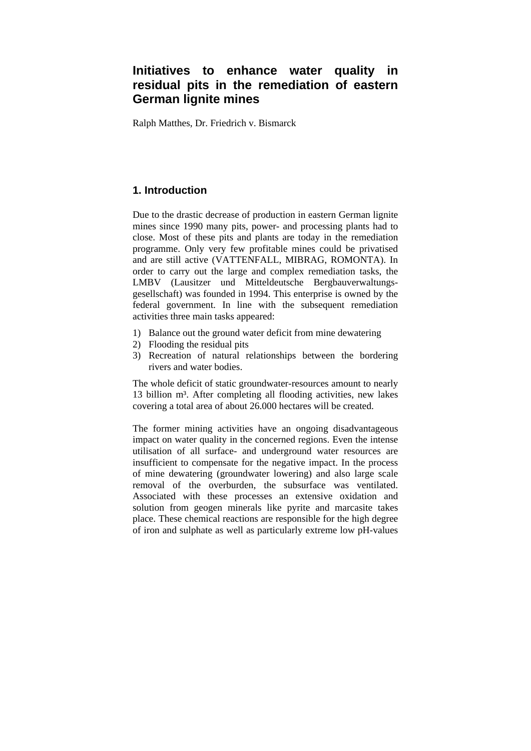# Initiatives to enhance water quality in residual pits in the remediation of eastern German lignite mines

Ralph Matthes, Dr. Friedrich v. Bismarck

## 1. Introduction

Due to the drastic decrease of production in eastern German lignite mines since 1990 many pits, power- and processing plants had to close. Most of these pits and plants are today in the remediation programme. Only very few profitable mines could be privatised and are still active (VATTENFALL, MIBRAG, ROMONTA). In order to carry out the large and complex remediation tasks, the LMBV (Lausitzer und Mitteldeutsche Bergbauverwaltungs-gesellschaft) was founded in 1994. This enterprise is owned by the federal government. In line with the subsequent remediation activities three main tasks appeared:

1) Balance out the ground water deficit from mine dewatering
2) Flooding the residual pits
3) Recreation of natural relationships between the bordering rivers and water bodies.

The whole deficit of static groundwater-resources amount to nearly 13 billion m³. After completing all flooding activities, new lakes covering a total area of about 26.000 hectares will be created.

The former mining activities have an ongoing disadvantageous impact on water quality in the concerned regions. Even the intense utilisation of all surface- and underground water resources are insufficient to compensate for the negative impact. In the process of mine dewatering (groundwater lowering) and also large scale removal of the overburden, the subsurface was ventilated. Associated with these processes an extensive oxidation and solution from geogen minerals like pyrite and marcasite takes place. These chemical reactions are responsible for the high degree of iron and sulphate as well as particularly extreme low pH-values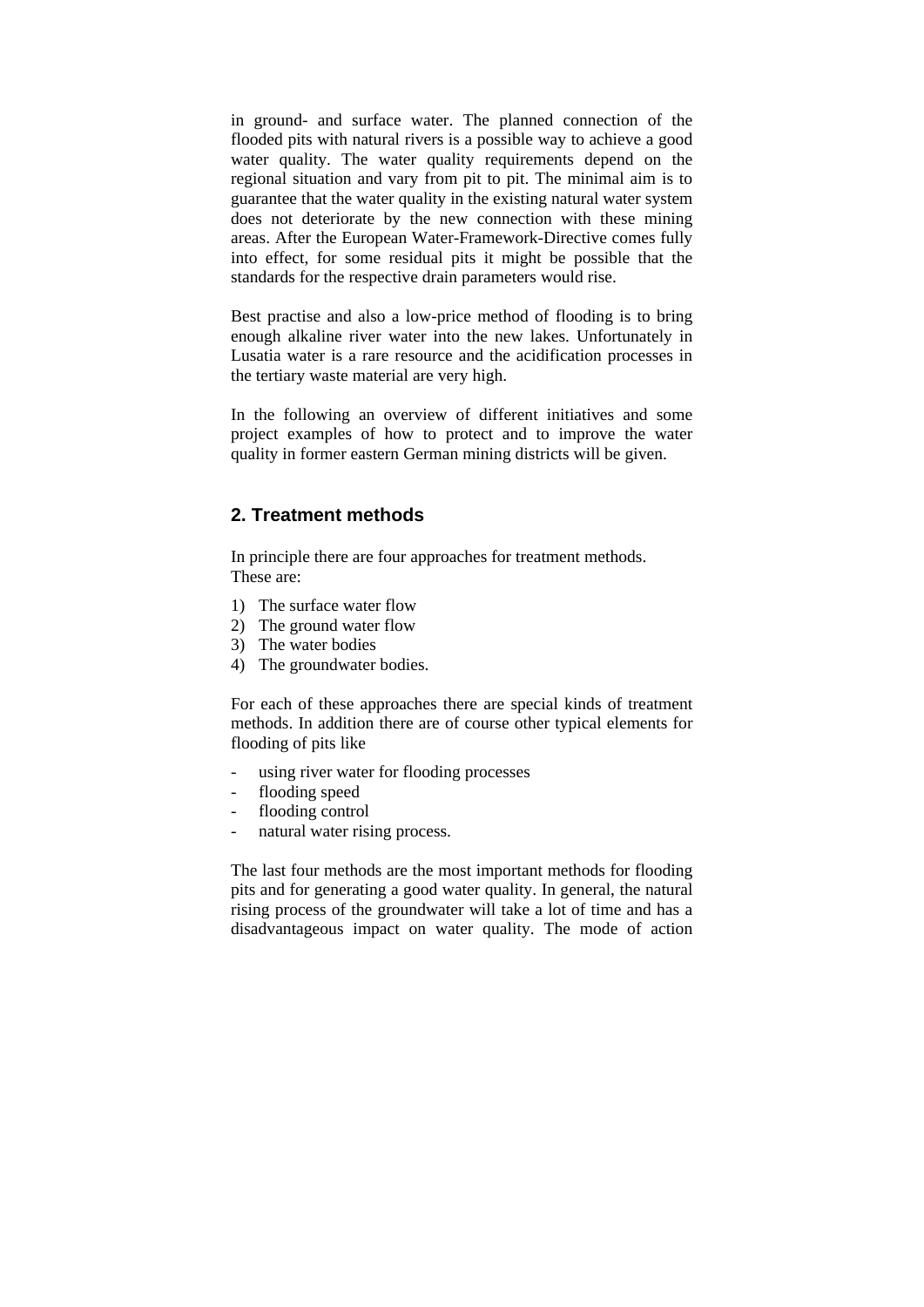in ground- and surface water. The planned connection of the flooded pits with natural rivers is a possible way to achieve a good water quality. The water quality requirements depend on the regional situation and vary from pit to pit. The minimal aim is to guarantee that the water quality in the existing natural water system does not deteriorate by the new connection with these mining areas. After the European Water-Framework-Directive comes fully into effect, for some residual pits it might be possible that the standards for the respective drain parameters would rise.

Best practise and also a low-price method of flooding is to bring enough alkaline river water into the new lakes. Unfortunately in Lusatia water is a rare resource and the acidification processes in the tertiary waste material are very high.

In the following an overview of different initiatives and some project examples of how to protect and to improve the water quality in former eastern German mining districts will be given.

## 2. Treatment methods

In principle there are four approaches for treatment methods. These are:

1) The surface water flow
2) The ground water flow
3) The water bodies
4) The groundwater bodies.

For each of these approaches there are special kinds of treatment methods. In addition there are of course other typical elements for flooding of pits like

- using river water for flooding processes
- flooding speed
- flooding control
- natural water rising process.

The last four methods are the most important methods for flooding pits and for generating a good water quality. In general, the natural rising process of the groundwater will take a lot of time and has a disadvantageous impact on water quality. The mode of action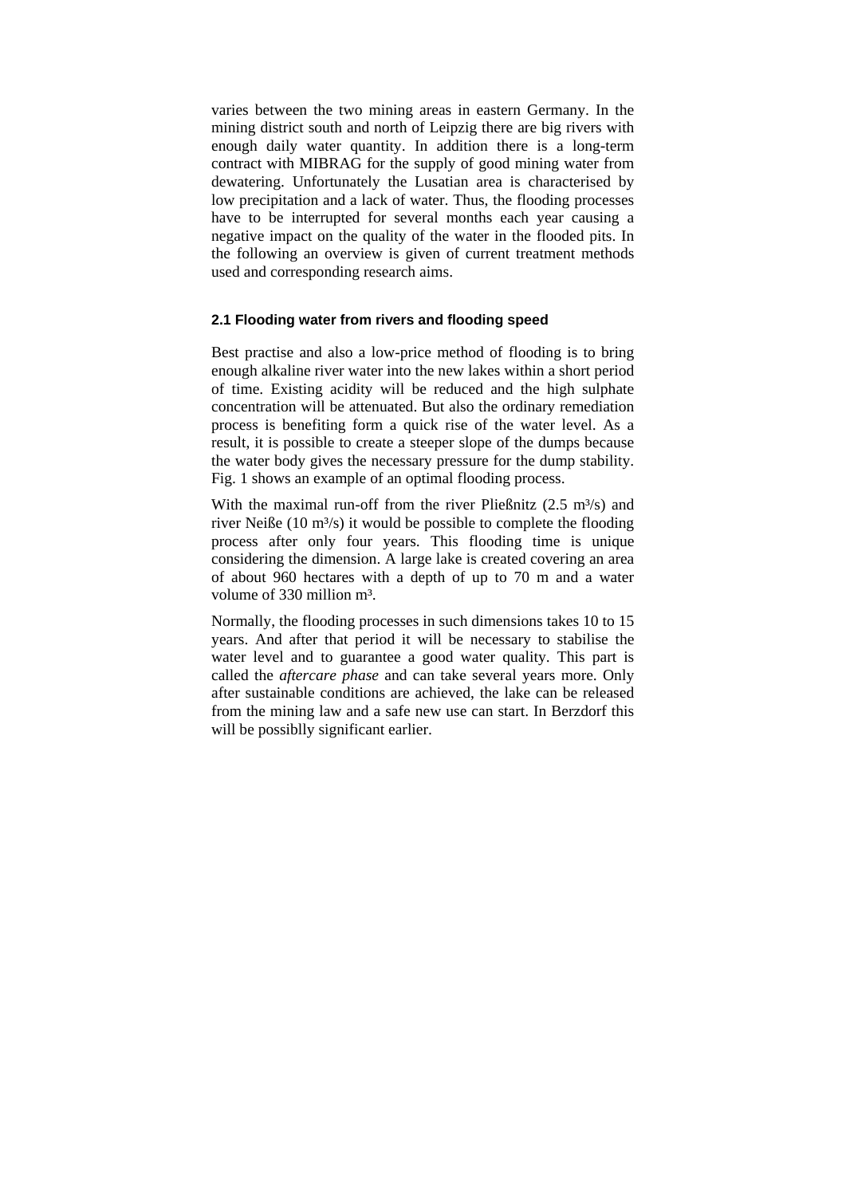varies between the two mining areas in eastern Germany. In the mining district south and north of Leipzig there are big rivers with enough daily water quantity. In addition there is a long-term contract with MIBRAG for the supply of good mining water from dewatering. Unfortunately the Lusatian area is characterised by low precipitation and a lack of water. Thus, the flooding processes have to be interrupted for several months each year causing a negative impact on the quality of the water in the flooded pits. In the following an overview is given of current treatment methods used and corresponding research aims.

### 2.1 Flooding water from rivers and flooding speed

Best practise and also a low-price method of flooding is to bring enough alkaline river water into the new lakes within a short period of time. Existing acidity will be reduced and the high sulphate concentration will be attenuated. But also the ordinary remediation process is benefiting form a quick rise of the water level. As a result, it is possible to create a steeper slope of the dumps because the water body gives the necessary pressure for the dump stability. Fig. 1 shows an example of an optimal flooding process.

With the maximal run-off from the river Pließnitz (2.5 $m^3/s$) and river Neiße (10 $m^3/s$) it would be possible to complete the flooding process after only four years. This flooding time is unique considering the dimension. A large lake is created covering an area of about 960 hectares with a depth of up to 70 m and a water volume of 330 million $m^3$.

Normally, the flooding processes in such dimensions takes 10 to 15 years. And after that period it will be necessary to stabilise the water level and to guarantee a good water quality. This part is called the *aftercare phase* and can take several years more. Only after sustainable conditions are achieved, the lake can be released from the mining law and a safe new use can start. In Berzdorf this will be possiblly significant earlier.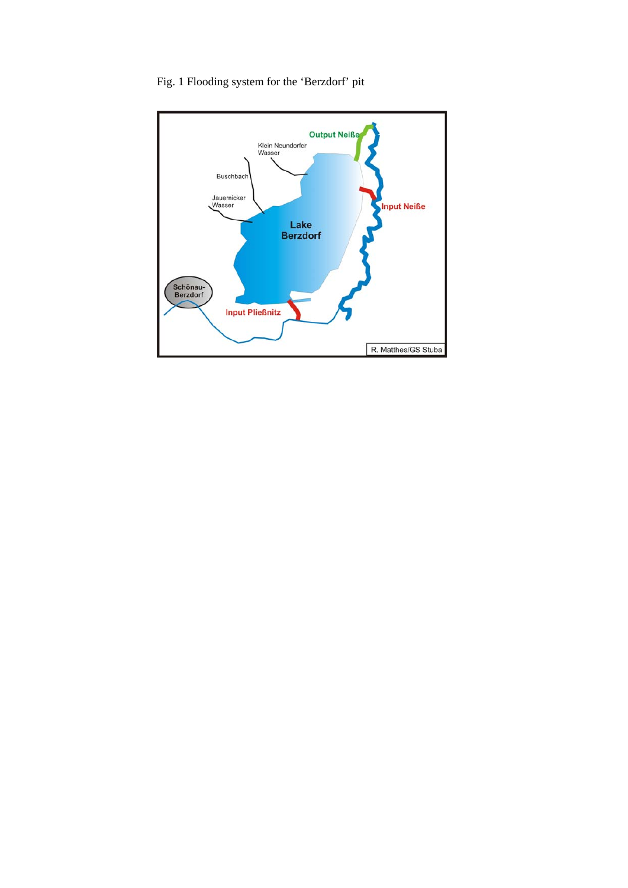Fig. 1 Flooding system for the 'Berzdorf' pit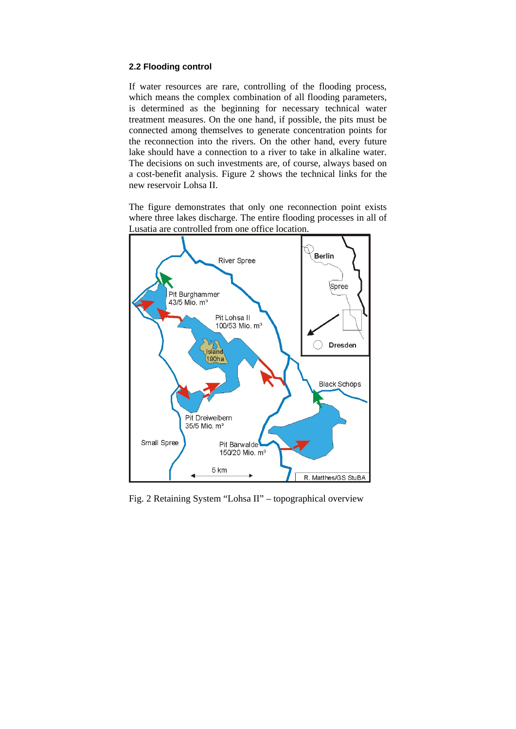### 2.2 Flooding control

If water resources are rare, controlling of the flooding process, which means the complex combination of all flooding parameters, is determined as the beginning for necessary technical water treatment measures. On the one hand, if possible, the pits must be connected among themselves to generate concentration points for the reconnection into the rivers. On the other hand, every future lake should have a connection to a river to take in alkaline water. The decisions on such investments are, of course, always based on a cost-benefit analysis. Figure 2 shows the technical links for the new reservoir Lohsa II.

The figure demonstrates that only one reconnection point exists where three lakes discharge. The entire flooding processes in all of Lusatia are controlled from one office location.

Fig. 2 Retaining System "Lohsa II" – topographical overview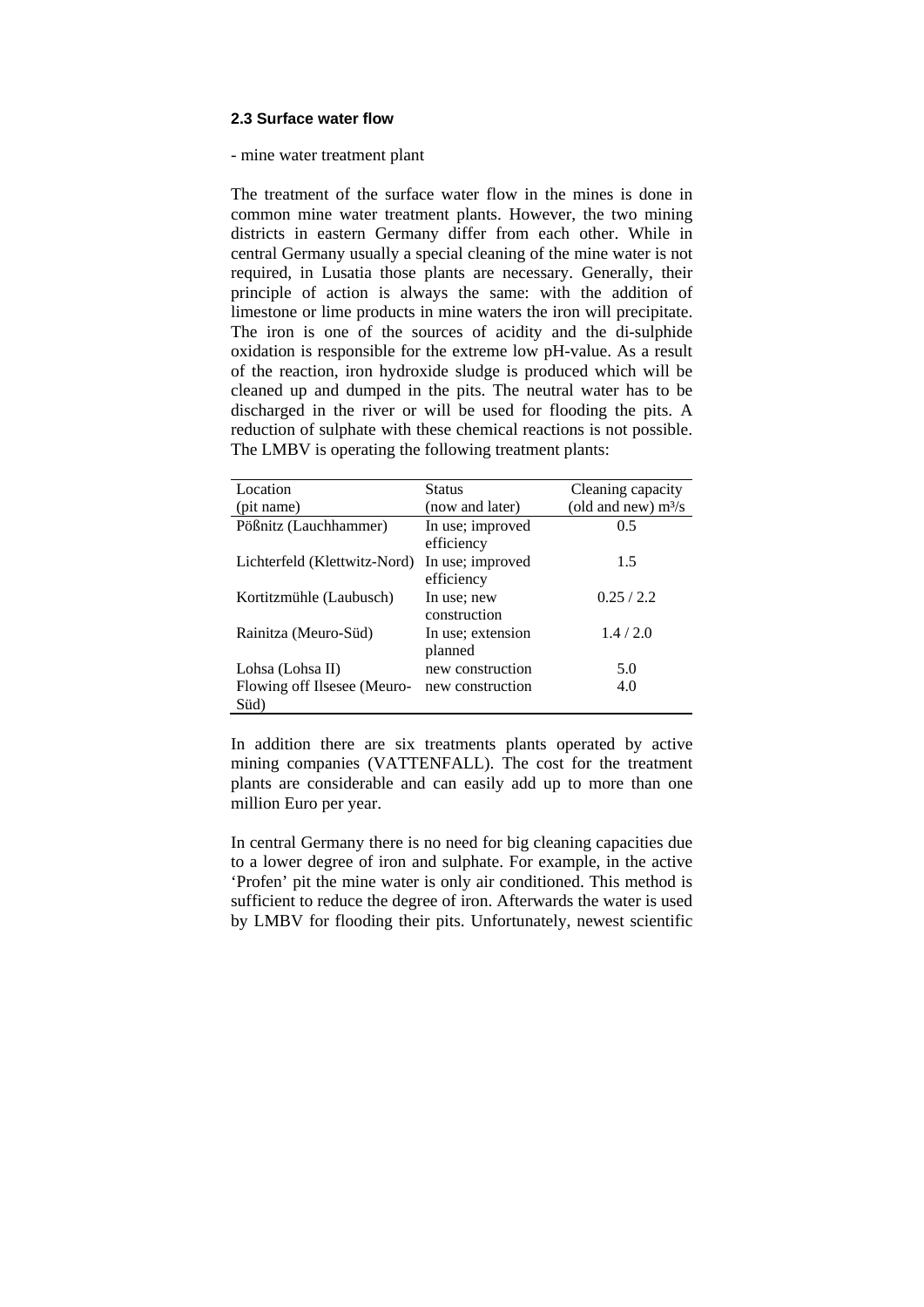### 2.3 Surface water flow

- mine water treatment plant

The treatment of the surface water flow in the mines is done in common mine water treatment plants. However, the two mining districts in eastern Germany differ from each other. While in central Germany usually a special cleaning of the mine water is not required, in Lusatia those plants are necessary. Generally, their principle of action is always the same: with the addition of limestone or lime products in mine waters the iron will precipitate. The iron is one of the sources of acidity and the di-sulphide oxidation is responsible for the extreme low pH-value. As a result of the reaction, iron hydroxide sludge is produced which will be cleaned up and dumped in the pits. The neutral water has to be discharged in the river or will be used for flooding the pits. A reduction of sulphate with these chemical reactions is not possible. The LMBV is operating the following treatment plants:

| Location (pit name) | Status (now and later) | Cleaning capacity (old and new) $m^3/s$ |
|---|---|---|
| Pößnitz (Lauchhammer) | In use; improved efficiency | 0.5 |
| Lichterfeld (Klettwitz-Nord) | In use; improved efficiency | 1.5 |
| Kortitzmühle (Laubusch) | In use; new construction | 0.25 / 2.2 |
| Rainitza (Meuro-Süd) | In use; extension planned | 1.4 / 2.0 |
| Lohsa (Lohsa II) | new construction | 5.0 |
| Flowing off Ilsesee (Meuro-Süd) | new construction | 4.0 |

In addition there are six treatments plants operated by active mining companies (VATTENFALL). The cost for the treatment plants are considerable and can easily add up to more than one million Euro per year.

In central Germany there is no need for big cleaning capacities due to a lower degree of iron and sulphate. For example, in the active 'Profen' pit the mine water is only air conditioned. This method is sufficient to reduce the degree of iron. Afterwards the water is used by LMBV for flooding their pits. Unfortunately, newest scientific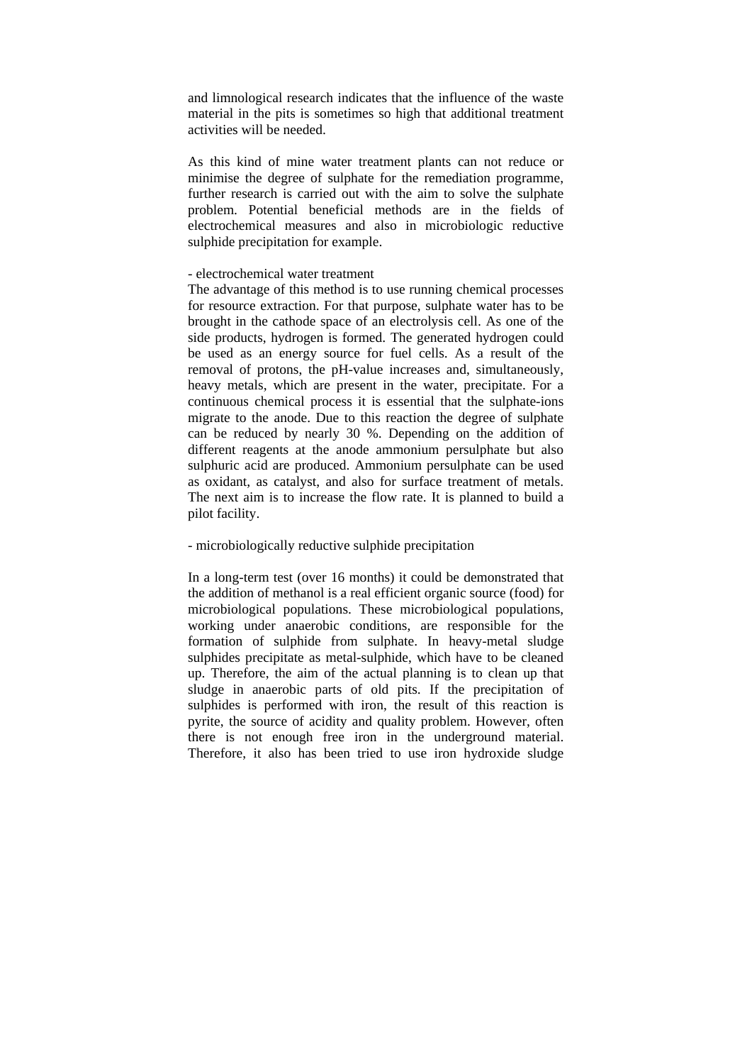and limnological research indicates that the influence of the waste material in the pits is sometimes so high that additional treatment activities will be needed.

As this kind of mine water treatment plants can not reduce or minimise the degree of sulphate for the remediation programme, further research is carried out with the aim to solve the sulphate problem. Potential beneficial methods are in the fields of electrochemical measures and also in microbiologic reductive sulphide precipitation for example.

- electrochemical water treatment

The advantage of this method is to use running chemical processes for resource extraction. For that purpose, sulphate water has to be brought in the cathode space of an electrolysis cell. As one of the side products, hydrogen is formed. The generated hydrogen could be used as an energy source for fuel cells. As a result of the removal of protons, the pH-value increases and, simultaneously, heavy metals, which are present in the water, precipitate. For a continuous chemical process it is essential that the sulphate-ions migrate to the anode. Due to this reaction the degree of sulphate can be reduced by nearly 30 %. Depending on the addition of different reagents at the anode ammonium persulphate but also sulphuric acid are produced. Ammonium persulphate can be used as oxidant, as catalyst, and also for surface treatment of metals. The next aim is to increase the flow rate. It is planned to build a pilot facility.

- microbiologically reductive sulphide precipitation

In a long-term test (over 16 months) it could be demonstrated that the addition of methanol is a real efficient organic source (food) for microbiological populations. These microbiological populations, working under anaerobic conditions, are responsible for the formation of sulphide from sulphate. In heavy-metal sludge sulphides precipitate as metal-sulphide, which have to be cleaned up. Therefore, the aim of the actual planning is to clean up that sludge in anaerobic parts of old pits. If the precipitation of sulphides is performed with iron, the result of this reaction is pyrite, the source of acidity and quality problem. However, often there is not enough free iron in the underground material. Therefore, it also has been tried to use iron hydroxide sludge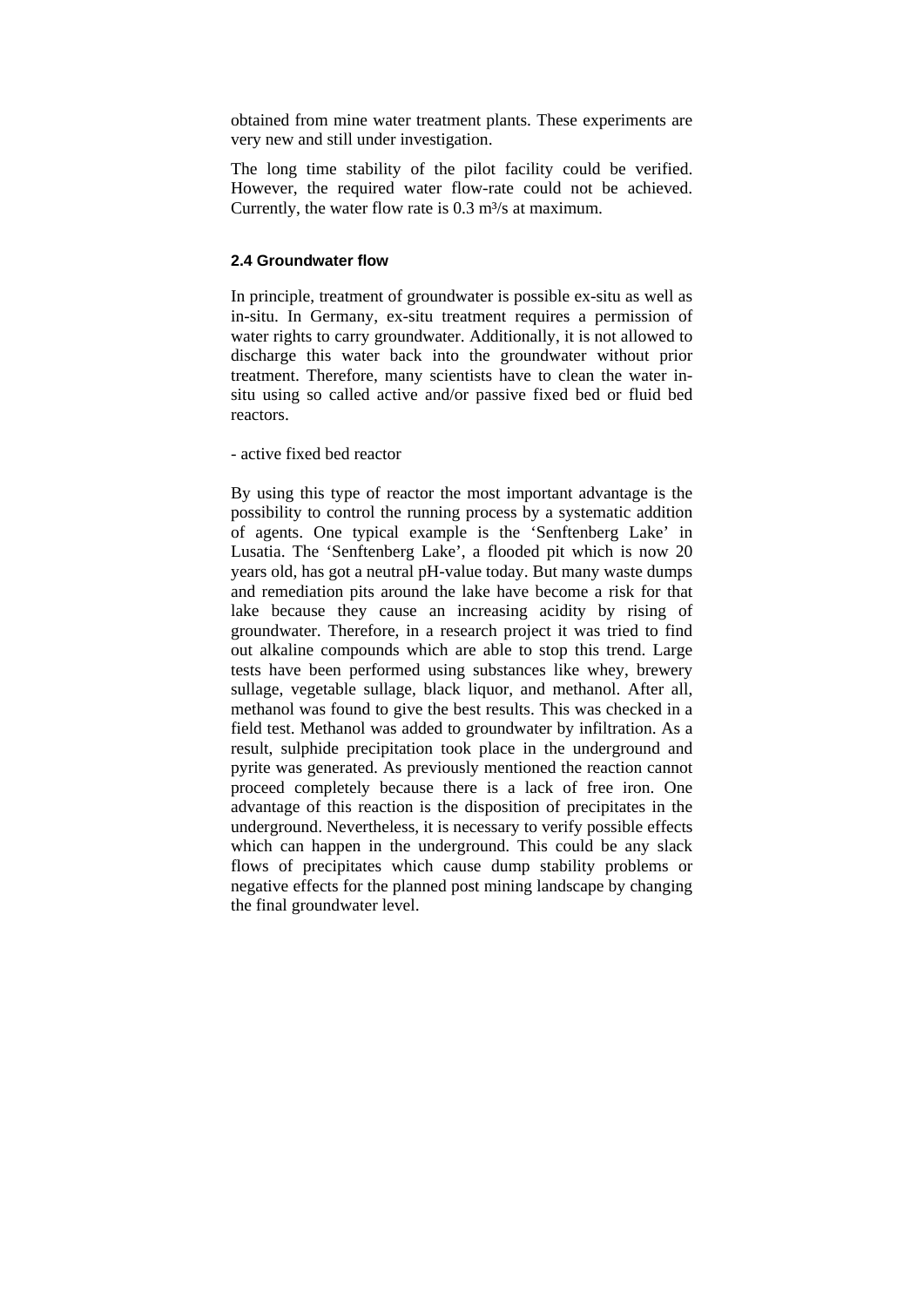obtained from mine water treatment plants. These experiments are very new and still under investigation.

The long time stability of the pilot facility could be verified. However, the required water flow-rate could not be achieved. Currently, the water flow rate is 0.3 m³/s at maximum.

### 2.4 Groundwater flow

In principle, treatment of groundwater is possible ex-situ as well as in-situ. In Germany, ex-situ treatment requires a permission of water rights to carry groundwater. Additionally, it is not allowed to discharge this water back into the groundwater without prior treatment. Therefore, many scientists have to clean the water in-situ using so called active and/or passive fixed bed or fluid bed reactors.

- active fixed bed reactor

By using this type of reactor the most important advantage is the possibility to control the running process by a systematic addition of agents. One typical example is the 'Senftenberg Lake' in Lusatia. The 'Senftenberg Lake', a flooded pit which is now 20 years old, has got a neutral pH-value today. But many waste dumps and remediation pits around the lake have become a risk for that lake because they cause an increasing acidity by rising of groundwater. Therefore, in a research project it was tried to find out alkaline compounds which are able to stop this trend. Large tests have been performed using substances like whey, brewery sullage, vegetable sullage, black liquor, and methanol. After all, methanol was found to give the best results. This was checked in a field test. Methanol was added to groundwater by infiltration. As a result, sulphide precipitation took place in the underground and pyrite was generated. As previously mentioned the reaction cannot proceed completely because there is a lack of free iron. One advantage of this reaction is the disposition of precipitates in the underground. Nevertheless, it is necessary to verify possible effects which can happen in the underground. This could be any slack flows of precipitates which cause dump stability problems or negative effects for the planned post mining landscape by changing the final groundwater level.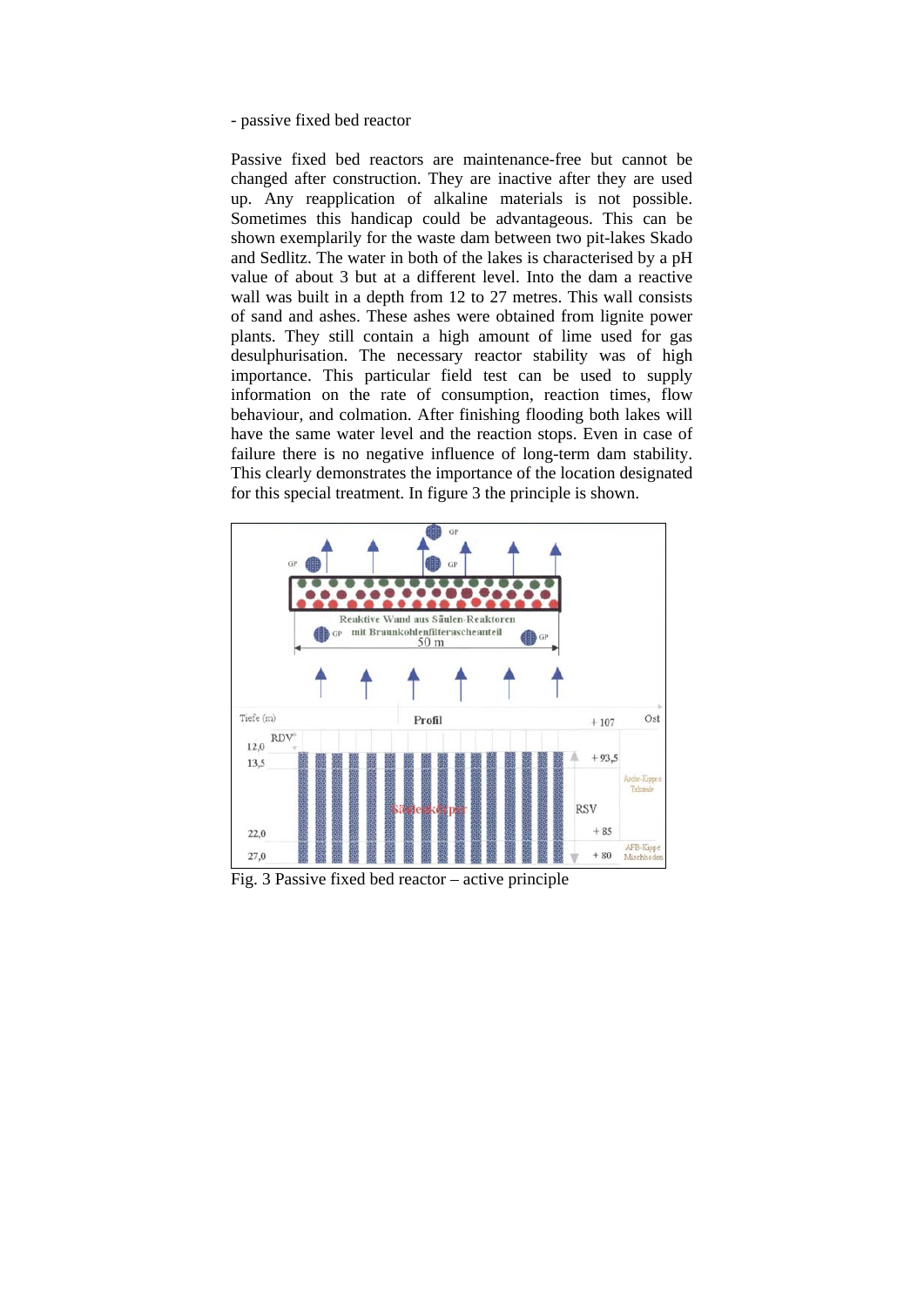- passive fixed bed reactor

Passive fixed bed reactors are maintenance-free but cannot be changed after construction. They are inactive after they are used up. Any reapplication of alkaline materials is not possible. Sometimes this handicap could be advantageous. This can be shown exemplarily for the waste dam between two pit-lakes Skado and Sedlitz. The water in both of the lakes is characterised by a pH value of about 3 but at a different level. Into the dam a reactive wall was built in a depth from 12 to 27 metres. This wall consists of sand and ashes. These ashes were obtained from lignite power plants. They still contain a high amount of lime used for gas desulphurisation. The necessary reactor stability was of high importance. This particular field test can be used to supply information on the rate of consumption, reaction times, flow behaviour, and colmation. After finishing flooding both lakes will have the same water level and the reaction stops. Even in case of failure there is no negative influence of long-term dam stability. This clearly demonstrates the importance of the location designated for this special treatment. In figure 3 the principle is shown.

Fig. 3 Passive fixed bed reactor – active principle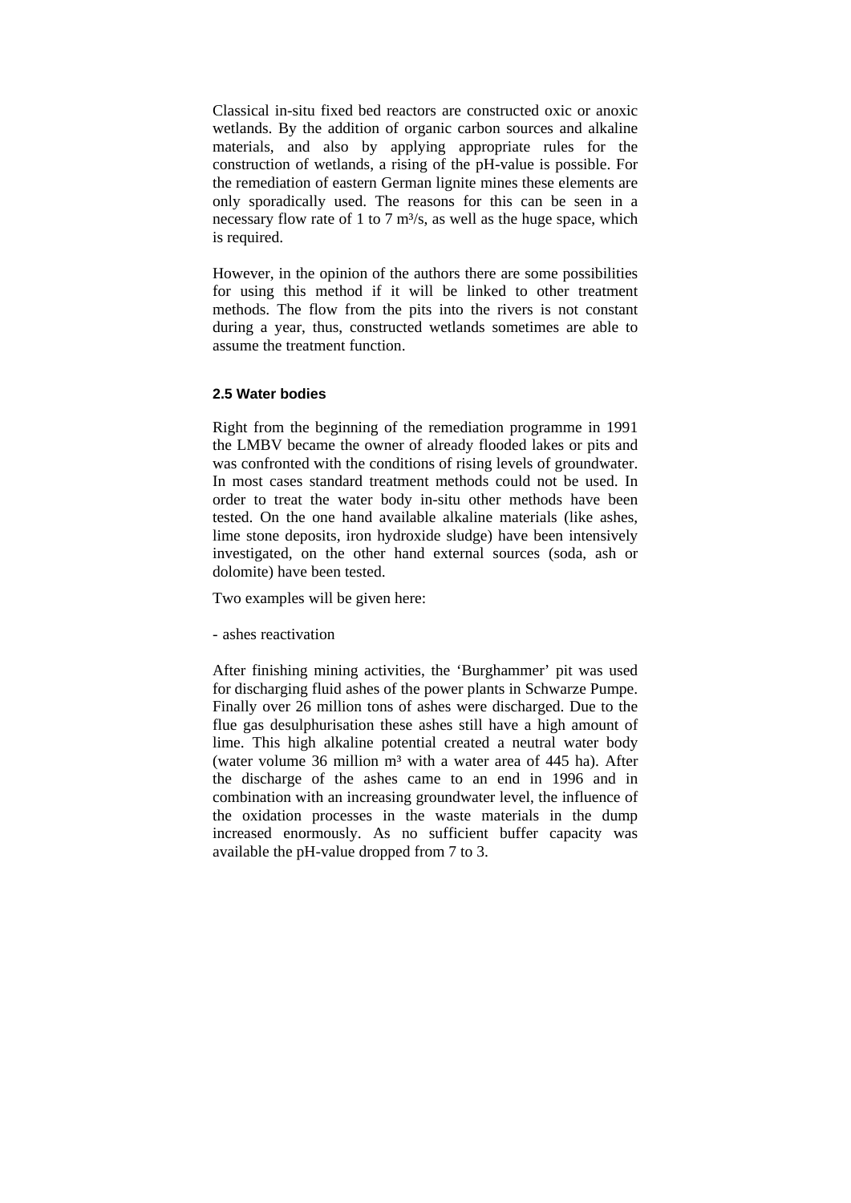Classical in-situ fixed bed reactors are constructed oxic or anoxic wetlands. By the addition of organic carbon sources and alkaline materials, and also by applying appropriate rules for the construction of wetlands, a rising of the pH-value is possible. For the remediation of eastern German lignite mines these elements are only sporadically used. The reasons for this can be seen in a necessary flow rate of 1 to 7 $m^3/s$, as well as the huge space, which is required.

However, in the opinion of the authors there are some possibilities for using this method if it will be linked to other treatment methods. The flow from the pits into the rivers is not constant during a year, thus, constructed wetlands sometimes are able to assume the treatment function.

### 2.5 Water bodies

Right from the beginning of the remediation programme in 1991 the LMBV became the owner of already flooded lakes or pits and was confronted with the conditions of rising levels of groundwater. In most cases standard treatment methods could not be used. In order to treat the water body in-situ other methods have been tested. On the one hand available alkaline materials (like ashes, lime stone deposits, iron hydroxide sludge) have been intensively investigated, on the other hand external sources (soda, ash or dolomite) have been tested.

Two examples will be given here:

- ashes reactivation

After finishing mining activities, the 'Burghammer' pit was used for discharging fluid ashes of the power plants in Schwarze Pumpe. Finally over 26 million tons of ashes were discharged. Due to the flue gas desulphurisation these ashes still have a high amount of lime. This high alkaline potential created a neutral water body (water volume 36 million $m^3$ with a water area of 445 ha). After the discharge of the ashes came to an end in 1996 and in combination with an increasing groundwater level, the influence of the oxidation processes in the waste materials in the dump increased enormously. As no sufficient buffer capacity was available the pH-value dropped from 7 to 3.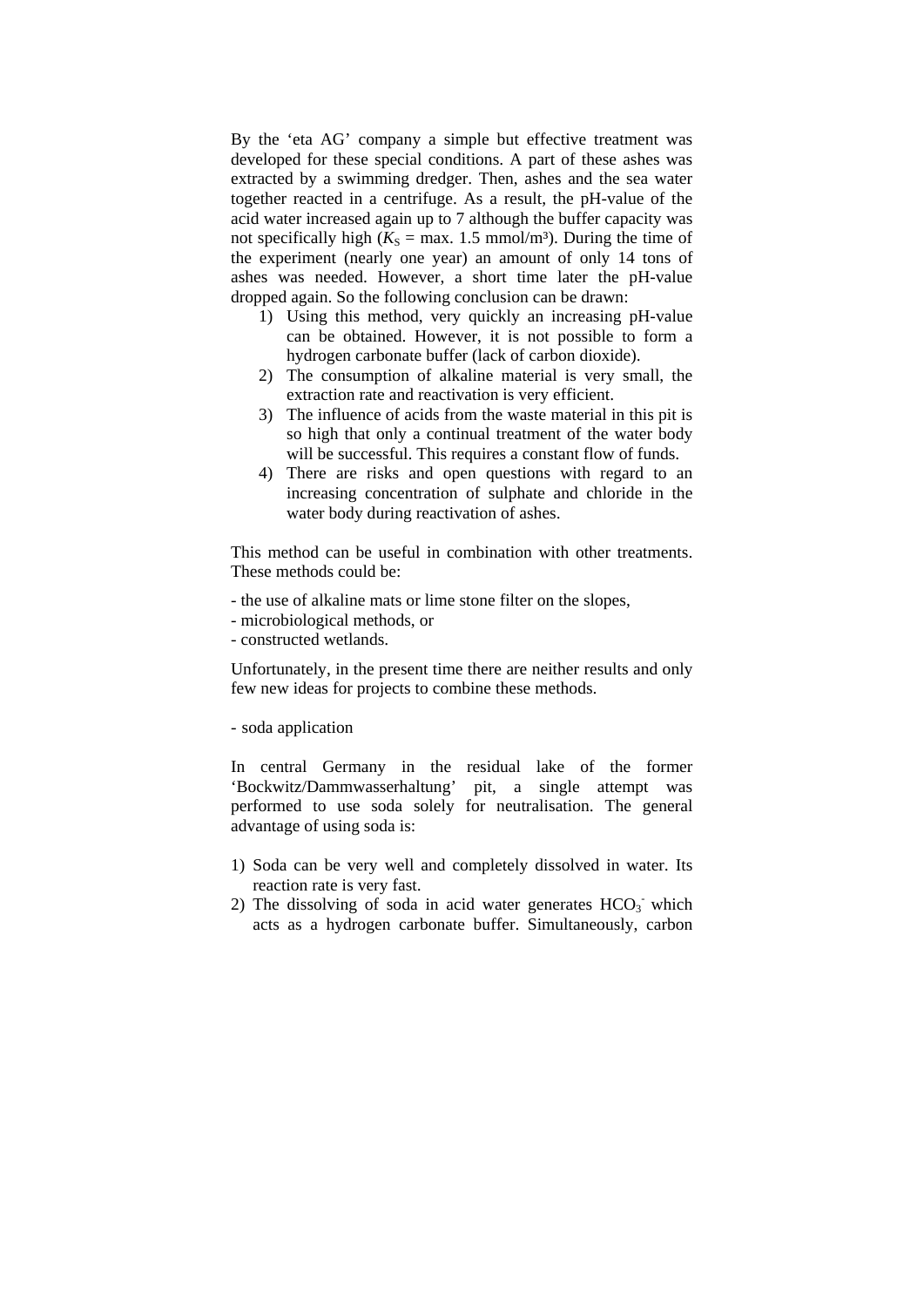By the 'eta AG' company a simple but effective treatment was developed for these special conditions. A part of these ashes was extracted by a swimming dredger. Then, ashes and the sea water together reacted in a centrifuge. As a result, the pH-value of the acid water increased again up to 7 although the buffer capacity was not specifically high ($K_S$ = max. 1.5 mmol/m³). During the time of the experiment (nearly one year) an amount of only 14 tons of ashes was needed. However, a short time later the pH-value dropped again. So the following conclusion can be drawn:

1) Using this method, very quickly an increasing pH-value can be obtained. However, it is not possible to form a hydrogen carbonate buffer (lack of carbon dioxide).
2) The consumption of alkaline material is very small, the extraction rate and reactivation is very efficient.
3) The influence of acids from the waste material in this pit is so high that only a continual treatment of the water body will be successful. This requires a constant flow of funds.
4) There are risks and open questions with regard to an increasing concentration of sulphate and chloride in the water body during reactivation of ashes.

This method can be useful in combination with other treatments. These methods could be:

- the use of alkaline mats or lime stone filter on the slopes,
- microbiological methods, or
- constructed wetlands.

Unfortunately, in the present time there are neither results and only few new ideas for projects to combine these methods.

- soda application

In central Germany in the residual lake of the former 'Bockwitz/Dammwasserhaltung' pit, a single attempt was performed to use soda solely for neutralisation. The general advantage of using soda is:

1) Soda can be very well and completely dissolved in water. Its reaction rate is very fast.
2) The dissolving of soda in acid water generates $HCO_3^-$ which acts as a hydrogen carbonate buffer. Simultaneously, carbon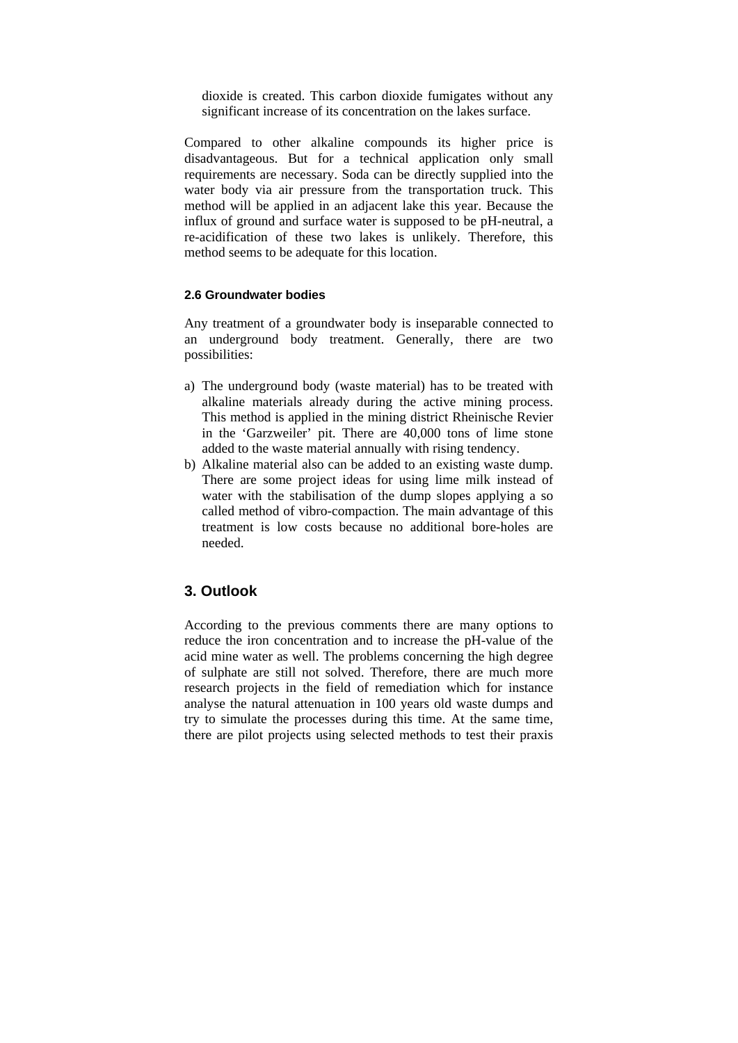dioxide is created. This carbon dioxide fumigates without any significant increase of its concentration on the lakes surface.

Compared to other alkaline compounds its higher price is disadvantageous. But for a technical application only small requirements are necessary. Soda can be directly supplied into the water body via air pressure from the transportation truck. This method will be applied in an adjacent lake this year. Because the influx of ground and surface water is supposed to be pH-neutral, a re-acidification of these two lakes is unlikely. Therefore, this method seems to be adequate for this location.

#### 2.6 Groundwater bodies

Any treatment of a groundwater body is inseparable connected to an underground body treatment. Generally, there are two possibilities:

a) The underground body (waste material) has to be treated with alkaline materials already during the active mining process. This method is applied in the mining district Rheinische Revier in the 'Garzweiler' pit. There are 40,000 tons of lime stone added to the waste material annually with rising tendency.
b) Alkaline material also can be added to an existing waste dump. There are some project ideas for using lime milk instead of water with the stabilisation of the dump slopes applying a so called method of vibro-compaction. The main advantage of this treatment is low costs because no additional bore-holes are needed.

## 3. Outlook

According to the previous comments there are many options to reduce the iron concentration and to increase the pH-value of the acid mine water as well. The problems concerning the high degree of sulphate are still not solved. Therefore, there are much more research projects in the field of remediation which for instance analyse the natural attenuation in 100 years old waste dumps and try to simulate the processes during this time. At the same time, there are pilot projects using selected methods to test their praxis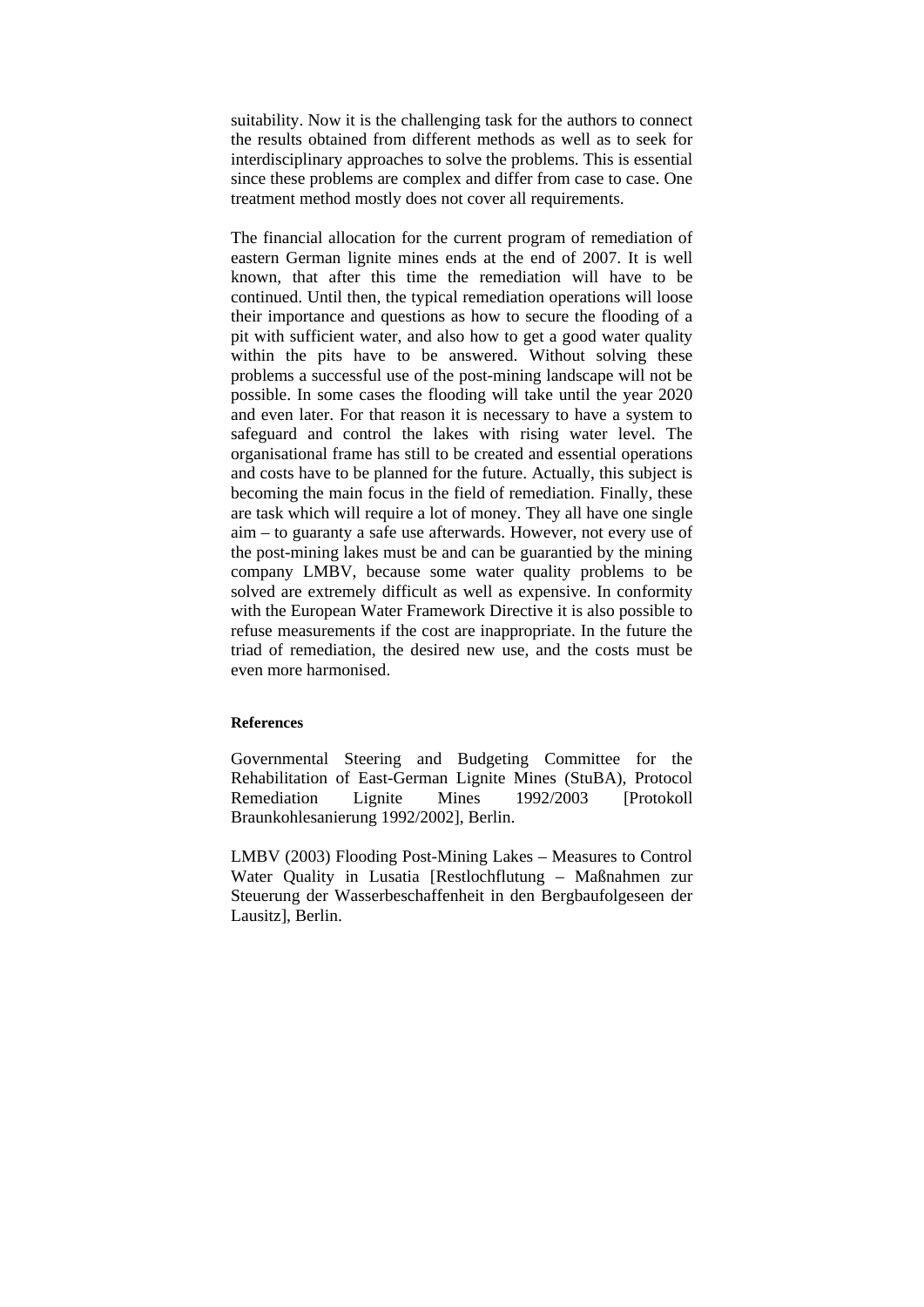suitability. Now it is the challenging task for the authors to connect the results obtained from different methods as well as to seek for interdisciplinary approaches to solve the problems. This is essential since these problems are complex and differ from case to case. One treatment method mostly does not cover all requirements.

The financial allocation for the current program of remediation of eastern German lignite mines ends at the end of 2007. It is well known, that after this time the remediation will have to be continued. Until then, the typical remediation operations will loose their importance and questions as how to secure the flooding of a pit with sufficient water, and also how to get a good water quality within the pits have to be answered. Without solving these problems a successful use of the post-mining landscape will not be possible. In some cases the flooding will take until the year 2020 and even later. For that reason it is necessary to have a system to safeguard and control the lakes with rising water level. The organisational frame has still to be created and essential operations and costs have to be planned for the future. Actually, this subject is becoming the main focus in the field of remediation. Finally, these are task which will require a lot of money. They all have one single aim – to guaranty a safe use afterwards. However, not every use of the post-mining lakes must be and can be guarantied by the mining company LMBV, because some water quality problems to be solved are extremely difficult as well as expensive. In conformity with the European Water Framework Directive it is also possible to refuse measurements if the cost are inappropriate. In the future the triad of remediation, the desired new use, and the costs must be even more harmonised.

**References**

Governmental Steering and Budgeting Committee for the Rehabilitation of East-German Lignite Mines (StuBA), Protocol Remediation Lignite Mines 1992/2003 [Protokoll Braunkohlesanierung 1992/2002], Berlin.

LMBV (2003) Flooding Post-Mining Lakes – Measures to Control Water Quality in Lusatia [Restlochflutung – Maßnahmen zur Steuerung der Wasserbeschaffenheit in den Bergbaufolgeseen der Lausitz], Berlin.